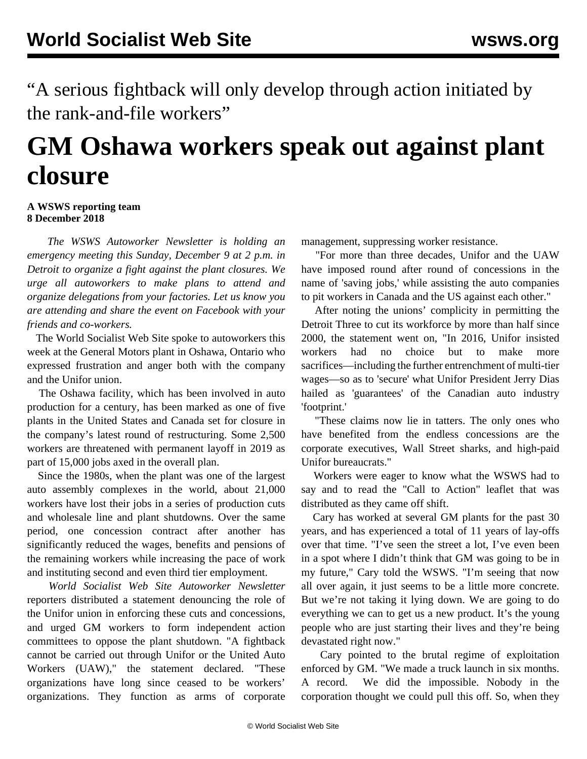“A serious fightback will only develop through action initiated by the rank-and-file workers”

# GM Oshawa workers speak out against plant closure

**A WSWS reporting team**
**8 December 2018**

*The WSWS Autoworker Newsletter is holding an emergency meeting this Sunday, December 9 at 2 p.m. in Detroit to organize a fight against the plant closures. We urge all autoworkers to make plans to attend and organize delegations from your factories. Let us know you are attending and share the event on Facebook with your friends and co-workers.*

The World Socialist Web Site spoke to autoworkers this week at the General Motors plant in Oshawa, Ontario who expressed frustration and anger both with the company and the Unifor union.

The Oshawa facility, which has been involved in auto production for a century, has been marked as one of five plants in the United States and Canada set for closure in the company’s latest round of restructuring. Some 2,500 workers are threatened with permanent layoff in 2019 as part of 15,000 jobs axed in the overall plan.

Since the 1980s, when the plant was one of the largest auto assembly complexes in the world, about 21,000 workers have lost their jobs in a series of production cuts and wholesale line and plant shutdowns. Over the same period, one concession contract after another has significantly reduced the wages, benefits and pensions of the remaining workers while increasing the pace of work and instituting second and even third tier employment.

*World Socialist Web Site Autoworker Newsletter* reporters distributed a statement denouncing the role of the Unifor union in enforcing these cuts and concessions, and urged GM workers to form independent action committees to oppose the plant shutdown. "A fightback cannot be carried out through Unifor or the United Auto Workers (UAW)," the statement declared. "These organizations have long since ceased to be workers’ organizations. They function as arms of corporate management, suppressing worker resistance.

"For more than three decades, Unifor and the UAW have imposed round after round of concessions in the name of 'saving jobs,' while assisting the auto companies to pit workers in Canada and the US against each other."

After noting the unions’ complicity in permitting the Detroit Three to cut its workforce by more than half since 2000, the statement went on, "In 2016, Unifor insisted workers had no choice but to make more sacrifices—including the further entrenchment of multi-tier wages—so as to 'secure' what Unifor President Jerry Dias hailed as 'guarantees' of the Canadian auto industry 'footprint.'

"These claims now lie in tatters. The only ones who have benefited from the endless concessions are the corporate executives, Wall Street sharks, and high-paid Unifor bureaucrats."

Workers were eager to know what the WSWS had to say and to read the "Call to Action" leaflet that was distributed as they came off shift.

Cary has worked at several GM plants for the past 30 years, and has experienced a total of 11 years of lay-offs over that time. "I’ve seen the street a lot, I’ve even been in a spot where I didn’t think that GM was going to be in my future," Cary told the WSWS. "I’m seeing that now all over again, it just seems to be a little more concrete. But we’re not taking it lying down. We are going to do everything we can to get us a new product. It’s the young people who are just starting their lives and they’re being devastated right now."

Cary pointed to the brutal regime of exploitation enforced by GM. "We made a truck launch in six months. A record. We did the impossible. Nobody in the corporation thought we could pull this off. So, when they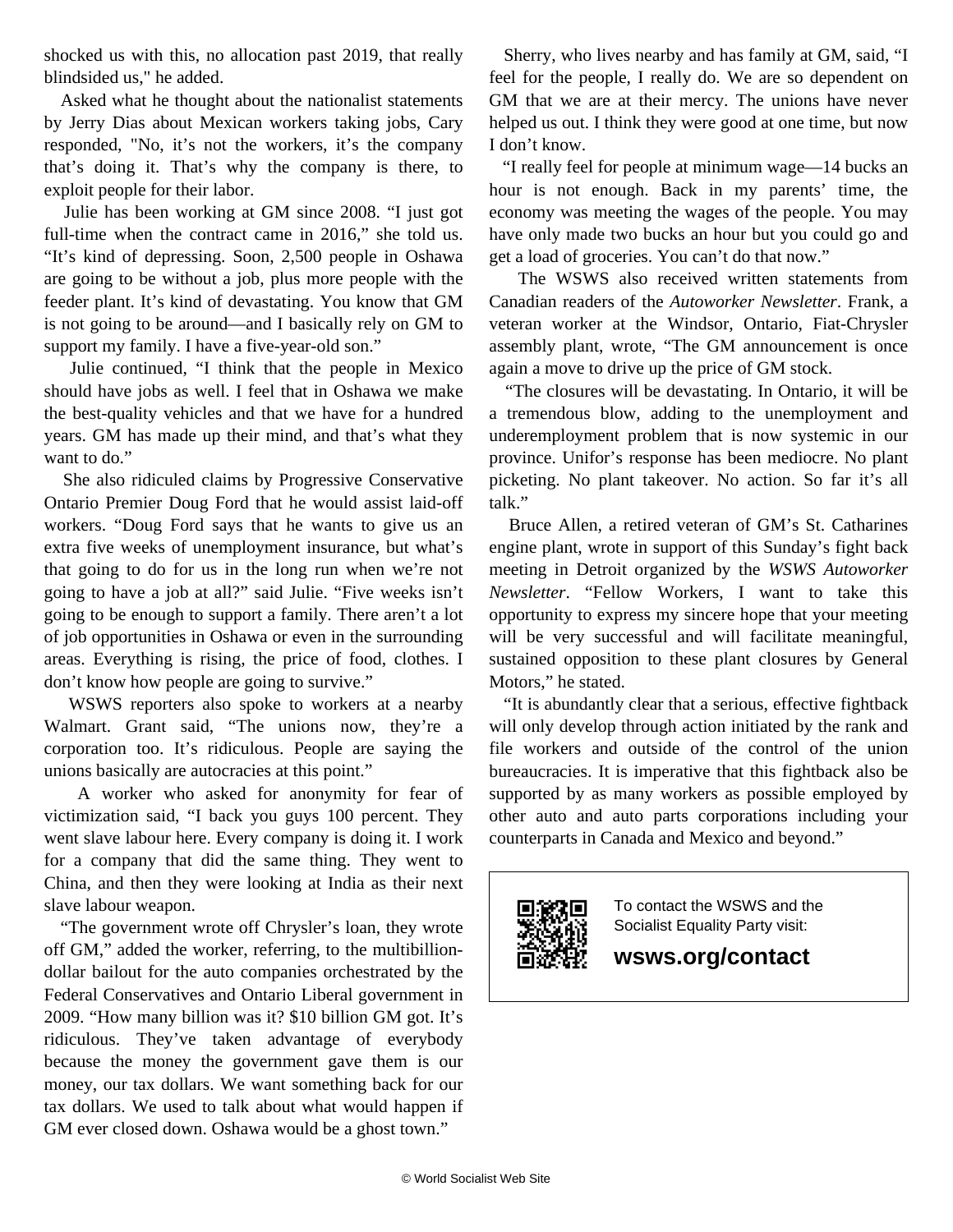shocked us with this, no allocation past 2019, that really blindsided us," he added.

Asked what he thought about the nationalist statements by Jerry Dias about Mexican workers taking jobs, Cary responded, "No, it's not the workers, it's the company that's doing it. That's why the company is there, to exploit people for their labor.

Julie has been working at GM since 2008. "I just got full-time when the contract came in 2016," she told us. "It's kind of depressing. Soon, 2,500 people in Oshawa are going to be without a job, plus more people with the feeder plant. It's kind of devastating. You know that GM is not going to be around—and I basically rely on GM to support my family. I have a five-year-old son."

Julie continued, "I think that the people in Mexico should have jobs as well. I feel that in Oshawa we make the best-quality vehicles and that we have for a hundred years. GM has made up their mind, and that's what they want to do."

She also ridiculed claims by Progressive Conservative Ontario Premier Doug Ford that he would assist laid-off workers. "Doug Ford says that he wants to give us an extra five weeks of unemployment insurance, but what's that going to do for us in the long run when we're not going to have a job at all?" said Julie. "Five weeks isn't going to be enough to support a family. There aren't a lot of job opportunities in Oshawa or even in the surrounding areas. Everything is rising, the price of food, clothes. I don't know how people are going to survive."

WSWS reporters also spoke to workers at a nearby Walmart. Grant said, "The unions now, they're a corporation too. It's ridiculous. People are saying the unions basically are autocracies at this point."

A worker who asked for anonymity for fear of victimization said, "I back you guys 100 percent. They went slave labour here. Every company is doing it. I work for a company that did the same thing. They went to China, and then they were looking at India as their next slave labour weapon.

"The government wrote off Chrysler's loan, they wrote off GM," added the worker, referring, to the multibillion-dollar bailout for the auto companies orchestrated by the Federal Conservatives and Ontario Liberal government in 2009. "How many billion was it? $10 billion GM got. It's ridiculous. They've taken advantage of everybody because the money the government gave them is our money, our tax dollars. We want something back for our tax dollars. We used to talk about what would happen if GM ever closed down. Oshawa would be a ghost town."

Sherry, who lives nearby and has family at GM, said, "I feel for the people, I really do. We are so dependent on GM that we are at their mercy. The unions have never helped us out. I think they were good at one time, but now I don't know.

"I really feel for people at minimum wage—14 bucks an hour is not enough. Back in my parents' time, the economy was meeting the wages of the people. You may have only made two bucks an hour but you could go and get a load of groceries. You can't do that now."

The WSWS also received written statements from Canadian readers of the *Autoworker Newsletter*. Frank, a veteran worker at the Windsor, Ontario, Fiat-Chrysler assembly plant, wrote, "The GM announcement is once again a move to drive up the price of GM stock.

"The closures will be devastating. In Ontario, it will be a tremendous blow, adding to the unemployment and underemployment problem that is now systemic in our province. Unifor's response has been mediocre. No plant picketing. No plant takeover. No action. So far it's all talk."

Bruce Allen, a retired veteran of GM's St. Catharines engine plant, wrote in support of this Sunday's fight back meeting in Detroit organized by the *WSWS Autoworker Newsletter*. "Fellow Workers, I want to take this opportunity to express my sincere hope that your meeting will be very successful and will facilitate meaningful, sustained opposition to these plant closures by General Motors," he stated.

"It is abundantly clear that a serious, effective fightback will only develop through action initiated by the rank and file workers and outside of the control of the union bureaucracies. It is imperative that this fightback also be supported by as many workers as possible employed by other auto and auto parts corporations including your counterparts in Canada and Mexico and beyond."

To contact the WSWS and the Socialist Equality Party visit:

**wsws.org/contact**